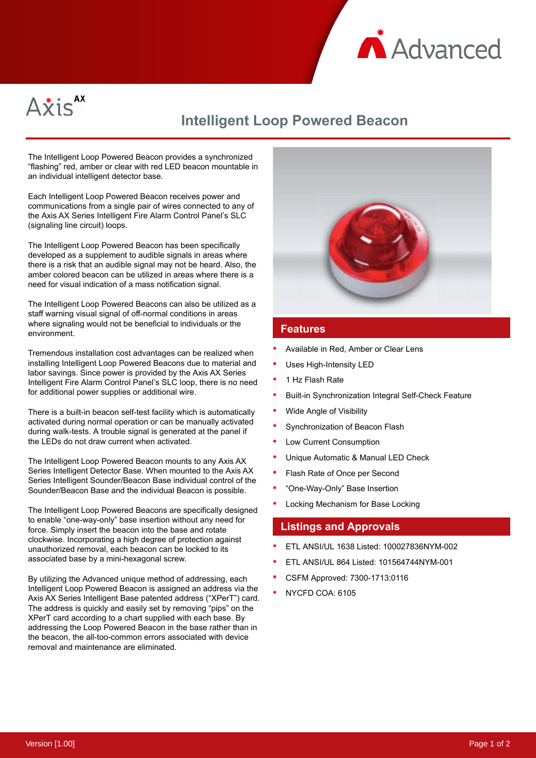Advanced

Axis AX

# Intelligent Loop Powered Beacon

The Intelligent Loop Powered Beacon provides a synchronized "flashing" red, amber or clear with red LED beacon mountable in an individual intelligent detector base.

Each Intelligent Loop Powered Beacon receives power and communications from a single pair of wires connected to any of the Axis AX Series Intelligent Fire Alarm Control Panel's SLC (signaling line circuit) loops.

The Intelligent Loop Powered Beacon has been specifically developed as a supplement to audible signals in areas where there is a risk that an audible signal may not be heard. Also, the amber colored beacon can be utilized in areas where there is a need for visual indication of a mass notification signal.

The Intelligent Loop Powered Beacons can also be utilized as a staff warning visual signal of off-normal conditions in areas where signaling would not be beneficial to individuals or the environment.

Tremendous installation cost advantages can be realized when installing Intelligent Loop Powered Beacons due to material and labor savings. Since power is provided by the Axis AX Series Intelligent Fire Alarm Control Panel's SLC loop, there is no need for additional power supplies or additional wire.

There is a built-in beacon self-test facility which is automatically activated during normal operation or can be manually activated during walk-tests. A trouble signal is generated at the panel if the LEDs do not draw current when activated.

The Intelligent Loop Powered Beacon mounts to any Axis AX Series Intelligent Detector Base. When mounted to the Axis AX Series Intelligent Sounder/Beacon Base individual control of the Sounder/Beacon Base and the individual Beacon is possible.

The Intelligent Loop Powered Beacons are specifically designed to enable "one-way-only" base insertion without any need for force. Simply insert the beacon into the base and rotate clockwise. Incorporating a high degree of protection against unauthorized removal, each beacon can be locked to its associated base by a mini-hexagonal screw.

By utilizing the Advanced unique method of addressing, each Intelligent Loop Powered Beacon is assigned an address via the Axis AX Series Intelligent Base patented address ("XPerT") card. The address is quickly and easily set by removing "pips" on the XPerT card according to a chart supplied with each base. By addressing the Loop Powered Beacon in the base rather than in the beacon, the all-too-common errors associated with device removal and maintenance are eliminated.

## Features

- Available in Red, Amber or Clear Lens
- Uses High-Intensity LED
- 1 Hz Flash Rate
- Built-in Synchronization Integral Self-Check Feature
- Wide Angle of Visibility
- Synchronization of Beacon Flash
- Low Current Consumption
- Unique Automatic & Manual LED Check
- Flash Rate of Once per Second
- "One-Way-Only" Base Insertion
- Locking Mechanism for Base Locking

## Listings and Approvals

- ETL ANSI/UL 1638 Listed: 100027836NYM-002
- ETL ANSI/UL 864 Listed: 101564744NYM-001
- CSFM Approved: 7300-1713:0116
- NYCFD COA: 6105

Version [1.00]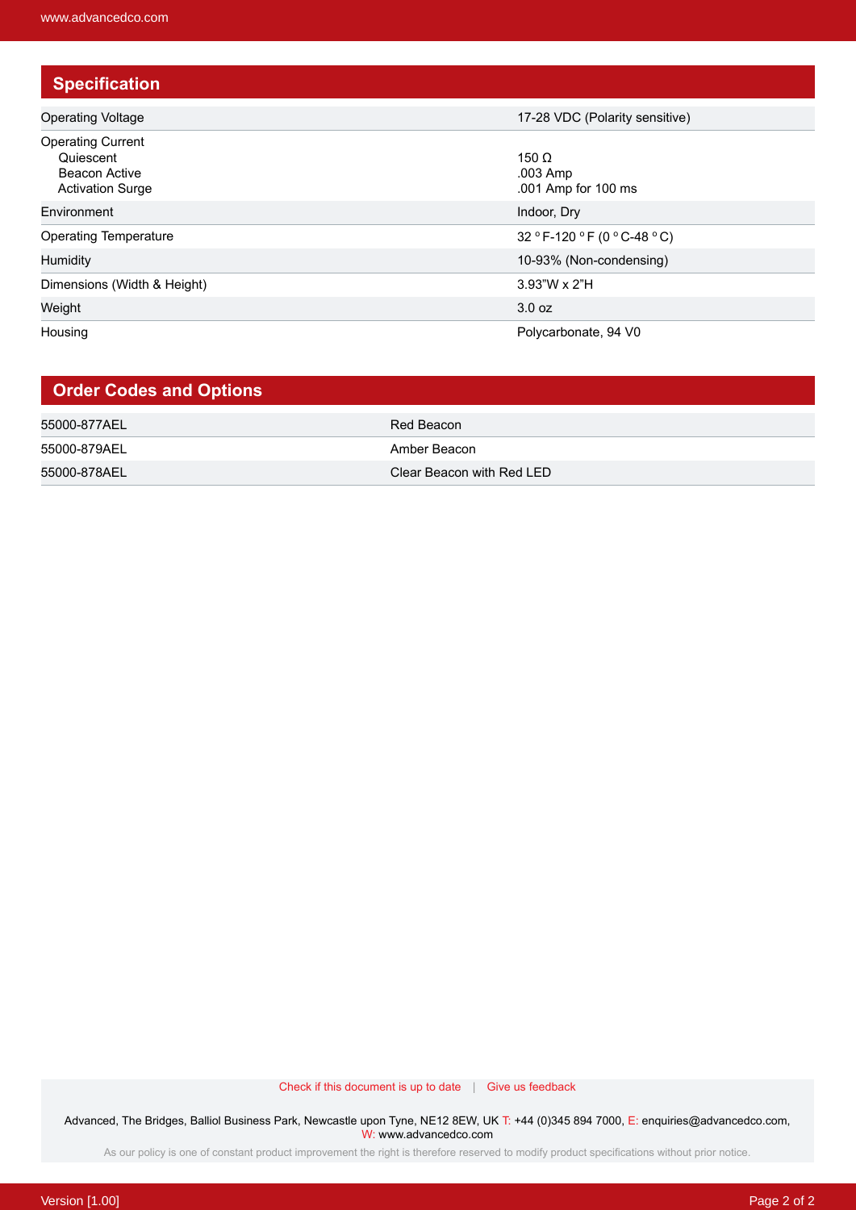## Specification

| | |
|---|---|
| Operating Voltage | 17-28 VDC (Polarity sensitive) |
| Operating Current<br>Quiescent<br>Beacon Active<br>Activation Surge | <br>150 Ω<br>.003 Amp<br>.001 Amp for 100 ms |
| Environment | Indoor, Dry |
| Operating Temperature | 32 °F-120 °F (0 °C-48 °C) |
| Humidity | 10-93% (Non-condensing) |
| Dimensions (Width & Height) | 3.93"W x 2"H |
| Weight | 3.0 oz |
| Housing | Polycarbonate, 94 V0 |

## Order Codes and Options

| | |
|---|---|
| 55000-877AEL | Red Beacon |
| 55000-879AEL | Amber Beacon |
| 55000-878AEL | Clear Beacon with Red LED |

Check if this document is up to date | Give us feedback

Advanced, The Bridges, Balliol Business Park, Newcastle upon Tyne, NE12 8EW, UK T: +44 (0)345 894 7000, E: enquiries@advancedco.com, W: www.advancedco.com

As our policy is one of constant product improvement the right is therefore reserved to modify product specifications without prior notice.

Version [1.00]